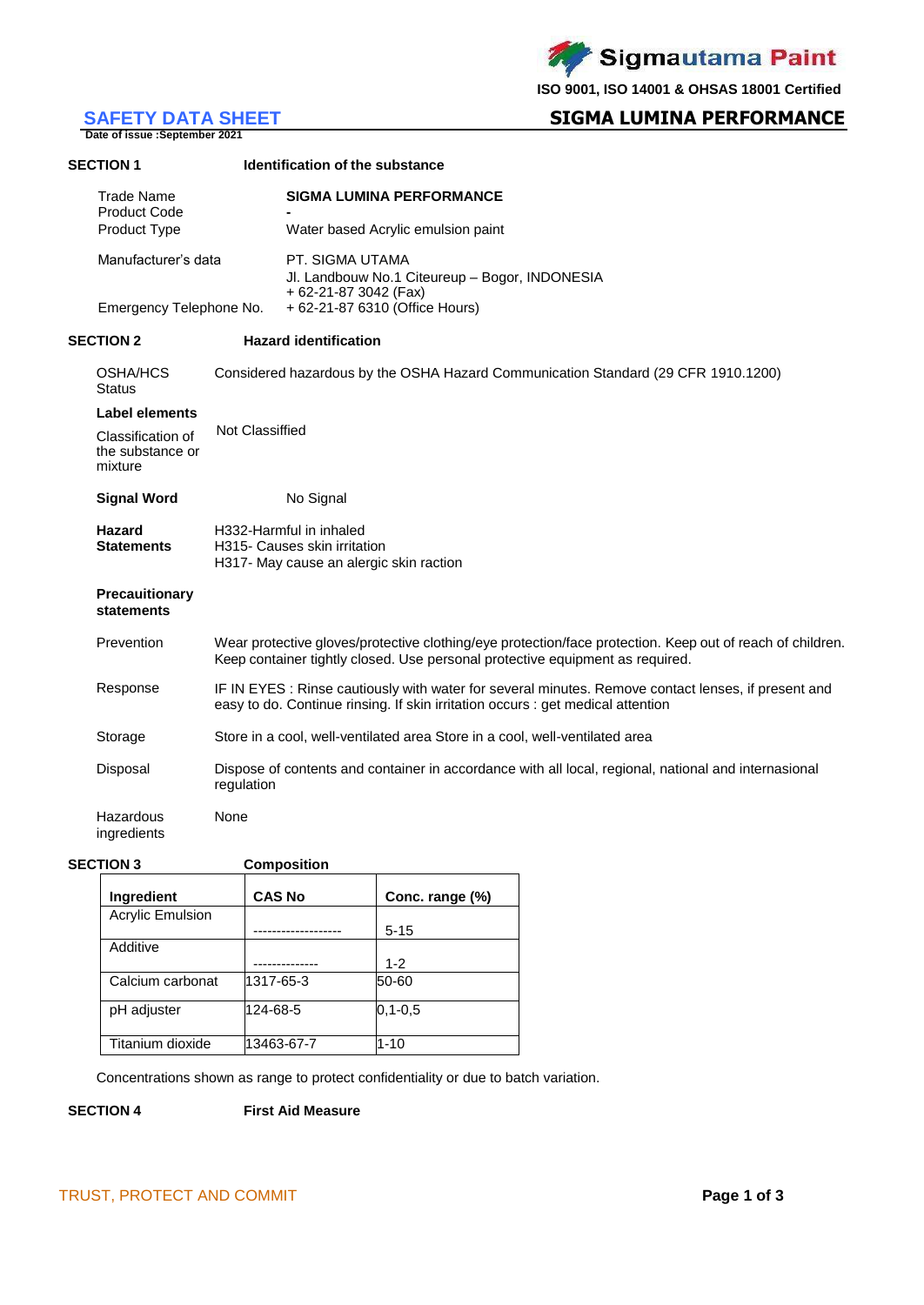Sigmautama Paint

ISO 9001, ISO 14001 & OHSAS 18001 Certified

# SAFETY DATA SHEET

**SIGMA LUMINA PERFORMANCE**

**Date of issue :September 2021**

## SECTION 1 Identification of the substance

| | |
|---|---|
| Trade Name | **SIGMA LUMINA PERFORMANCE** |
| Product Code | - |
| Product Type | Water based Acrylic emulsion paint |
| Manufacturer's data | PT. SIGMA UTAMA<br>Jl. Landbouw No.1 Citeureup – Bogor, INDONESIA<br>+ 62-21-87 3042 (Fax) |
| Emergency Telephone No. | + 62-21-87 6310 (Office Hours) |

## SECTION 2 Hazard identification

**OSHA/HCS Status:** Considered hazardous by the OSHA Hazard Communication Standard (29 CFR 1910.1200)

**Label elements**

**Classification of the substance or mixture:** Not Classiffied

**Signal Word:** No Signal

**Hazard Statements:**
H332-Harmful in inhaled
H315- Causes skin irritation
H317- May cause an alergic skin raction

**Precauitionary statements**

**Prevention:** Wear protective gloves/protective clothing/eye protection/face protection. Keep out of reach of children. Keep container tightly closed. Use personal protective equipment as required.

**Response:** IF IN EYES : Rinse cautiously with water for several minutes. Remove contact lenses, if present and easy to do. Continue rinsing. If skin irritation occurs : get medical attention

**Storage:** Store in a cool, well-ventilated area Store in a cool, well-ventilated area

**Disposal:** Dispose of contents and container in accordance with all local, regional, national and internasional regulation

**Hazardous ingredients:** None

## SECTION 3 Composition

| Ingredient | CAS No | Conc. range (%) |
|---|---|---|
| Acrylic Emulsion | ------------------- | 5-15 |
| Additive | -------------- | 1-2 |
| Calcium carbonat | 1317-65-3 | 50-60 |
| pH adjuster | 124-68-5 | 0,1-0,5 |
| Titanium dioxide | 13463-67-7 | 1-10 |

Concentrations shown as range to protect confidentiality or due to batch variation.

## SECTION 4 First Aid Measure

TRUST, PROTECT AND COMMIT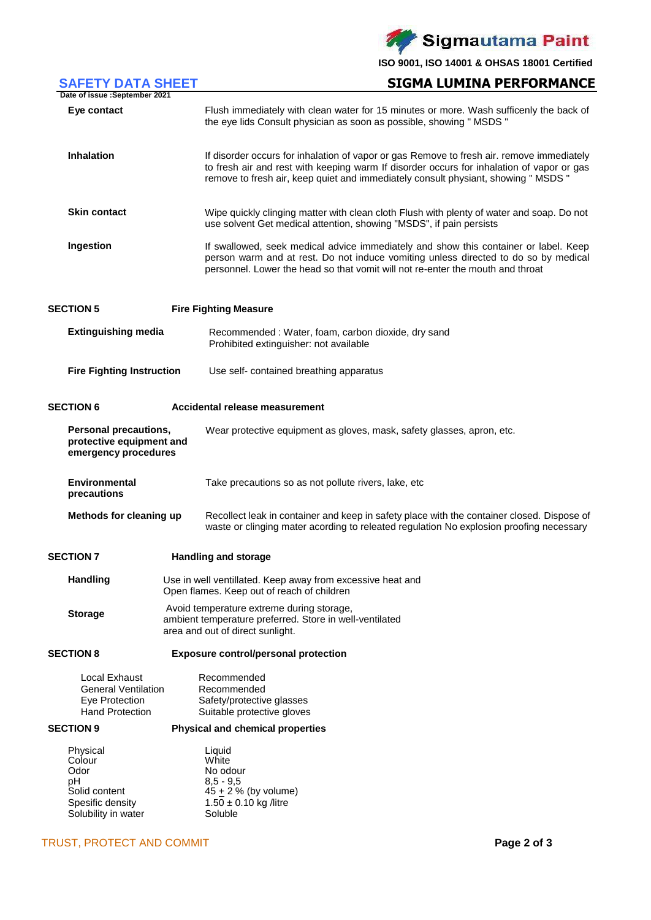| | |
|---|---|
| **Eye contact** | Flush immediately with clean water for 15 minutes or more. Wash sufficenly the back of the eye lids Consult physician as soon as possible, showing " MSDS " |
| **Inhalation** | If disorder occurs for inhalation of vapor or gas Remove to fresh air. remove immediately to fresh air and rest with keeping warm If disorder occurs for inhalation of vapor or gas remove to fresh air, keep quiet and immediately consult physiant, showing " MSDS " |
| **Skin contact** | Wipe quickly clinging matter with clean cloth Flush with plenty of water and soap. Do not use solvent Get medical attention, showing "MSDS", if pain persists |
| **Ingestion** | If swallowed, seek medical advice immediately and show this container or label. Keep person warm and at rest. Do not induce vomiting unless directed to do so by medical personnel. Lower the head so that vomit will not re-enter the mouth and throat |

## SECTION 5 Fire Fighting Measure

| | |
|---|---|
| **Extinguishing media** | Recommended : Water, foam, carbon dioxide, dry sand<br>Prohibited extinguisher: not available |
| **Fire Fighting Instruction** | Use self- contained breathing apparatus |

## SECTION 6 Accidental release measurement

| | |
|---|---|
| **Personal precautions, protective equipment and emergency procedures** | Wear protective equipment as gloves, mask, safety glasses, apron, etc. |
| **Environmental precautions** | Take precautions so as not pollute rivers, lake, etc |
| **Methods for cleaning up** | Recollect leak in container and keep in safety place with the container closed. Dispose of waste or clinging mater acording to releated regulation No explosion proofing necessary |

## SECTION 7 Handling and storage

| | |
|---|---|
| **Handling** | Use in well ventillated. Keep away from excessive heat and Open flames. Keep out of reach of children |
| **Storage** | Avoid temperature extreme during storage, ambient temperature preferred. Store in well-ventilated area and out of direct sunlight. |

## SECTION 8 Exposure control/personal protection

| | |
|---|---|
| Local Exhaust | Recommended |
| General Ventilation | Recommended |
| Eye Protection | Safety/protective glasses |
| Hand Protection | Suitable protective gloves |

## SECTION 9 Physical and chemical properties

| | |
|---|---|
| Physical | Liquid |
| Colour | White |
| Odor | No odour |
| pH | 8,5 - 9,5 |
| Solid content | $45 \pm 2$ % (by volume) |
| Spesific density | $1.50 \pm 0.10$ kg /litre |
| Solubility in water | Soluble |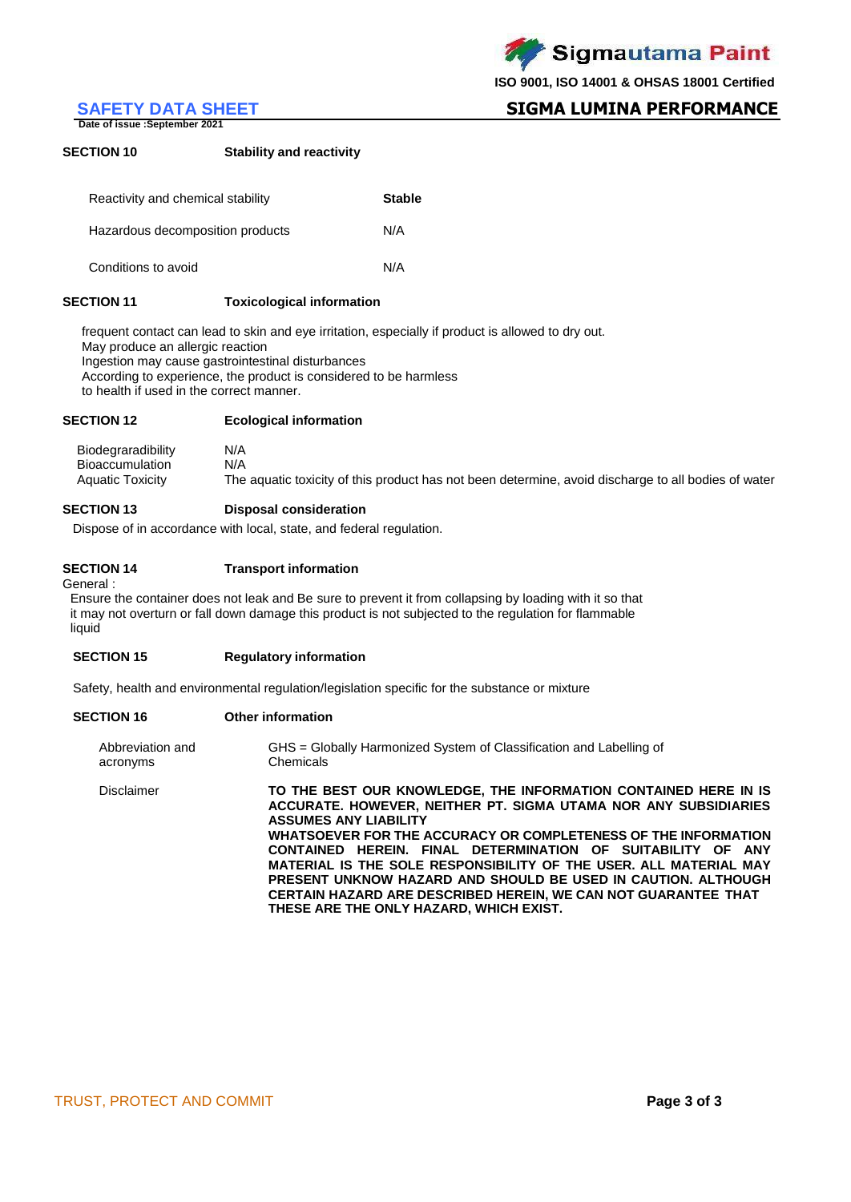## SECTION 10 Stability and reactivity

| | |
|---|---|
| Reactivity and chemical stability | **Stable** |
| Hazardous decomposition products | N/A |
| Conditions to avoid | N/A |

## SECTION 11 Toxicological information

frequent contact can lead to skin and eye irritation, especially if product is allowed to dry out.
May produce an allergic reaction
Ingestion may cause gastrointestinal disturbances
According to experience, the product is considered to be harmless
to health if used in the correct manner.

## SECTION 12 Ecological information

| | |
|---|---|
| Biodegraradibility | N/A |
| Bioaccumulation | N/A |
| Aquatic Toxicity | The aquatic toxicity of this product has not been determine, avoid discharge to all bodies of water |

## SECTION 13 Disposal consideration

Dispose of in accordance with local, state, and federal regulation.

## SECTION 14 Transport information

General :
Ensure the container does not leak and Be sure to prevent it from collapsing by loading with it so that it may not overturn or fall down damage this product is not subjected to the regulation for flammable liquid

## SECTION 15 Regulatory information

Safety, health and environmental regulation/legislation specific for the substance or mixture

## SECTION 16 Other information

| | |
|---|---|
| Abbreviation and acronyms | GHS = Globally Harmonized System of Classification and Labelling of Chemicals |
| Disclaimer | **TO THE BEST OUR KNOWLEDGE, THE INFORMATION CONTAINED HERE IN IS ACCURATE. HOWEVER, NEITHER PT. SIGMA UTAMA NOR ANY SUBSIDIARIES ASSUMES ANY LIABILITY WHATSOEVER FOR THE ACCURACY OR COMPLETENESS OF THE INFORMATION CONTAINED HEREIN. FINAL DETERMINATION OF SUITABILITY OF ANY MATERIAL IS THE SOLE RESPONSIBILITY OF THE USER. ALL MATERIAL MAY PRESENT UNKNOW HAZARD AND SHOULD BE USED IN CAUTION. ALTHOUGH CERTAIN HAZARD ARE DESCRIBED HEREIN, WE CAN NOT GUARANTEE THAT THESE ARE THE ONLY HAZARD, WHICH EXIST.** |